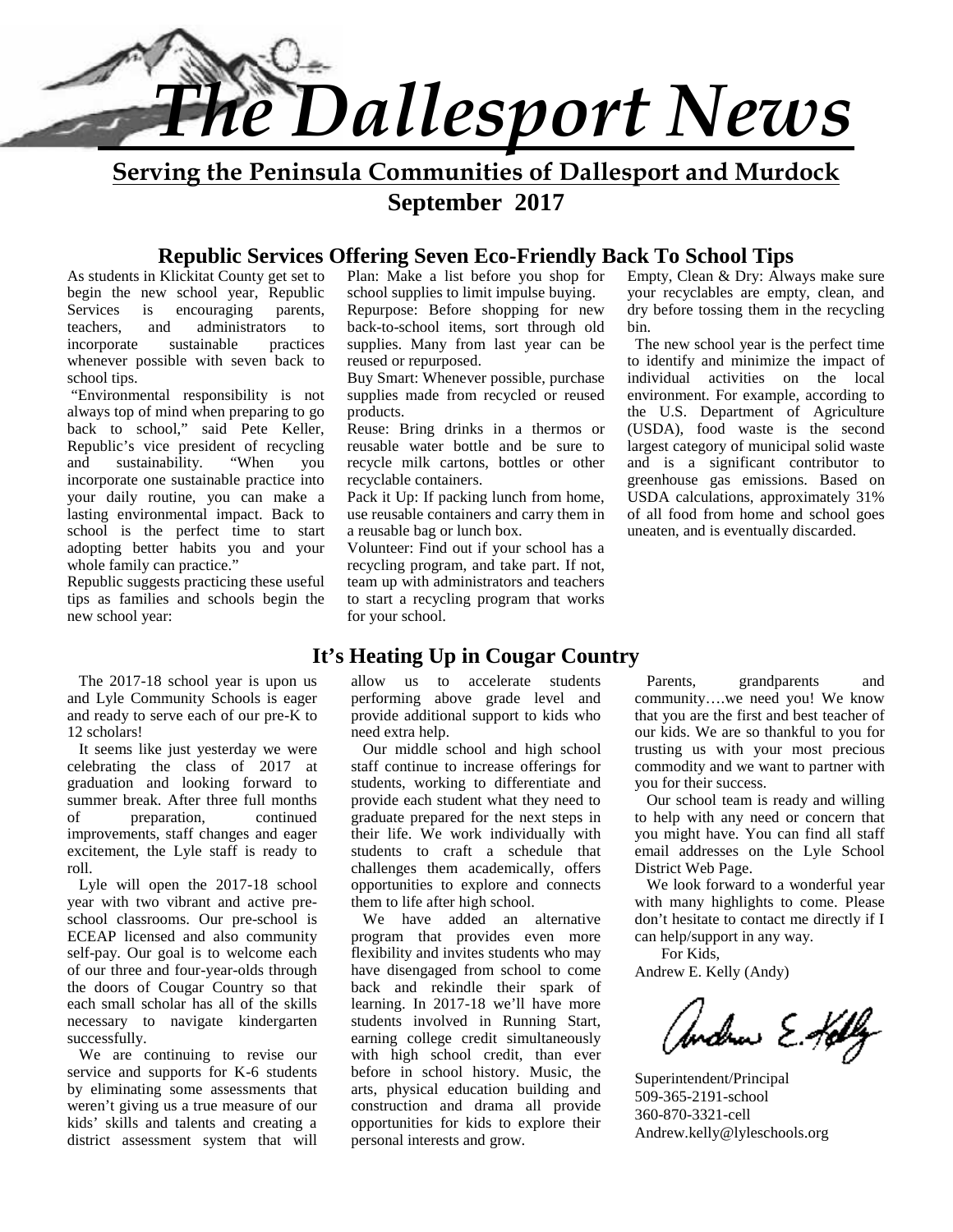# The Dallesport News

**Serving the Peninsula Communities of Dallesport and Murdock**

**September 2017**

## Republic Services Offering Seven Eco-Friendly Back To School Tips

As students in Klickitat County get set to begin the new school year, Republic Services is encouraging parents, teachers, and administrators to incorporate sustainable practices whenever possible with seven back to school tips.

"Environmental responsibility is not always top of mind when preparing to go back to school," said Pete Keller, Republic's vice president of recycling and sustainability. "When you incorporate one sustainable practice into your daily routine, you can make a lasting environmental impact. Back to school is the perfect time to start adopting better habits you and your whole family can practice."

Republic suggests practicing these useful tips as families and schools begin the new school year:

Plan: Make a list before you shop for school supplies to limit impulse buying.

Repurpose: Before shopping for new back-to-school items, sort through old supplies. Many from last year can be reused or repurposed.

Buy Smart: Whenever possible, purchase supplies made from recycled or reused products.

Reuse: Bring drinks in a thermos or reusable water bottle and be sure to recycle milk cartons, bottles or other recyclable containers.

Pack it Up: If packing lunch from home, use reusable containers and carry them in a reusable bag or lunch box.

Volunteer: Find out if your school has a recycling program, and take part. If not, team up with administrators and teachers to start a recycling program that works for your school.

Empty, Clean & Dry: Always make sure your recyclables are empty, clean, and dry before tossing them in the recycling bin.

The new school year is the perfect time to identify and minimize the impact of individual activities on the local environment. For example, according to the U.S. Department of Agriculture (USDA), food waste is the second largest category of municipal solid waste and is a significant contributor to greenhouse gas emissions. Based on USDA calculations, approximately 31% of all food from home and school goes uneaten, and is eventually discarded.

## It's Heating Up in Cougar Country

The 2017-18 school year is upon us and Lyle Community Schools is eager and ready to serve each of our pre-K to 12 scholars!

It seems like just yesterday we were celebrating the class of 2017 at graduation and looking forward to summer break. After three full months of preparation, continued improvements, staff changes and eager excitement, the Lyle staff is ready to roll.

Lyle will open the 2017-18 school year with two vibrant and active pre-school classrooms. Our pre-school is ECEAP licensed and also community self-pay. Our goal is to welcome each of our three and four-year-olds through the doors of Cougar Country so that each small scholar has all of the skills necessary to navigate kindergarten successfully.

We are continuing to revise our service and supports for K-6 students by eliminating some assessments that weren't giving us a true measure of our kids' skills and talents and creating a district assessment system that will allow us to accelerate students performing above grade level and provide additional support to kids who need extra help.

Our middle school and high school staff continue to increase offerings for students, working to differentiate and provide each student what they need to graduate prepared for the next steps in their life. We work individually with students to craft a schedule that challenges them academically, offers opportunities to explore and connects them to life after high school.

We have added an alternative program that provides even more flexibility and invites students who may have disengaged from school to come back and rekindle their spark of learning. In 2017-18 we'll have more students involved in Running Start, earning college credit simultaneously with high school credit, than ever before in school history. Music, the arts, physical education building and construction and drama all provide opportunities for kids to explore their personal interests and grow.

Parents, grandparents and community….we need you! We know that you are the first and best teacher of our kids. We are so thankful to you for trusting us with your most precious commodity and we want to partner with you for their success.

Our school team is ready and willing to help with any need or concern that you might have. You can find all staff email addresses on the Lyle School District Web Page.

We look forward to a wonderful year with many highlights to come. Please don't hesitate to contact me directly if I can help/support in any way.

For Kids,

Andrew E. Kelly (Andy)

Superintendent/Principal
509-365-2191-school
360-870-3321-cell
Andrew.kelly@lyleschools.org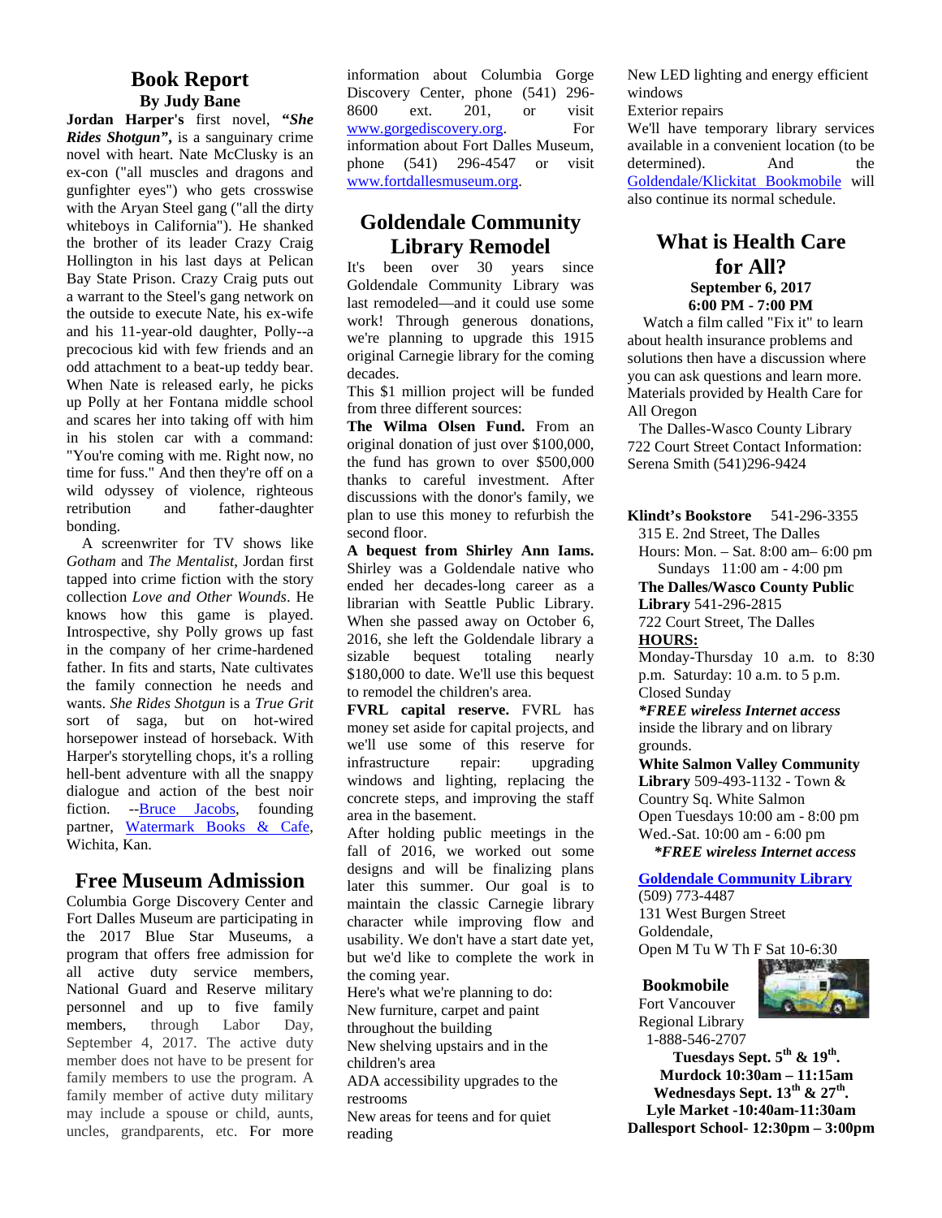## Book Report

**By Judy Bane**

**Jordan Harper's** first novel, ***"She Rides Shotgun"***, is a sanguinary crime novel with heart. Nate McClusky is an ex-con ("all muscles and dragons and gunfighter eyes") who gets crosswise with the Aryan Steel gang ("all the dirty whiteboys in California"). He shanked the brother of its leader Crazy Craig Hollington in his last days at Pelican Bay State Prison. Crazy Craig puts out a warrant to the Steel's gang network on the outside to execute Nate, his ex-wife and his 11-year-old daughter, Polly--a precocious kid with few friends and an odd attachment to a beat-up teddy bear. When Nate is released early, he picks up Polly at her Fontana middle school and scares her into taking off with him in his stolen car with a command: "You're coming with me. Right now, no time for fuss." And then they're off on a wild odyssey of violence, righteous retribution and father-daughter bonding.

A screenwriter for TV shows like *Gotham* and *The Mentalist*, Jordan first tapped into crime fiction with the story collection *Love and Other Wounds*. He knows how this game is played. Introspective, shy Polly grows up fast in the company of her crime-hardened father. In fits and starts, Nate cultivates the family connection he needs and wants. *She Rides Shotgun* is a *True Grit* sort of saga, but on hot-wired horsepower instead of horseback. With Harper's storytelling chops, it's a rolling hell-bent adventure with all the snappy dialogue and action of the best noir fiction. --Bruce Jacobs, founding partner, Watermark Books & Cafe, Wichita, Kan.

## Free Museum Admission

Columbia Gorge Discovery Center and Fort Dalles Museum are participating in the 2017 Blue Star Museums, a program that offers free admission for all active duty service members, National Guard and Reserve military personnel and up to five family members, through Labor Day, September 4, 2017. The active duty member does not have to be present for family members to use the program. A family member of active duty military may include a spouse or child, aunts, uncles, grandparents, etc. For more information about Columbia Gorge Discovery Center, phone (541) 296-8600 ext. 201, or visit www.gorgediscovery.org. For information about Fort Dalles Museum, phone (541) 296-4547 or visit www.fortdallesmuseum.org.

## Goldendale Community Library Remodel

It's been over 30 years since Goldendale Community Library was last remodeled—and it could use some work! Through generous donations, we're planning to upgrade this 1915 original Carnegie library for the coming decades.

This $1 million project will be funded from three different sources:

**The Wilma Olsen Fund.** From an original donation of just over $100,000, the fund has grown to over $500,000 thanks to careful investment. After discussions with the donor's family, we plan to use this money to refurbish the second floor.

**A bequest from Shirley Ann Iams.** Shirley was a Goldendale native who ended her decades-long career as a librarian with Seattle Public Library. When she passed away on October 6, 2016, she left the Goldendale library a sizable bequest totaling nearly $180,000 to date. We'll use this bequest to remodel the children's area.

**FVRL capital reserve.** FVRL has money set aside for capital projects, and we'll use some of this reserve for infrastructure repair: upgrading windows and lighting, replacing the concrete steps, and improving the staff area in the basement.

After holding public meetings in the fall of 2016, we worked out some designs and will be finalizing plans later this summer. Our goal is to maintain the classic Carnegie library character while improving flow and usability. We don't have a start date yet, but we'd like to complete the work in the coming year.

Here's what we're planning to do:

New furniture, carpet and paint throughout the building

New shelving upstairs and in the children's area

ADA accessibility upgrades to the restrooms

New areas for teens and for quiet reading

New LED lighting and energy efficient windows

Exterior repairs

We'll have temporary library services available in a convenient location (to be determined). And the Goldendale/Klickitat Bookmobile will also continue its normal schedule.

## What is Health Care for All?

**September 6, 2017**

**6:00 PM - 7:00 PM**

Watch a film called "Fix it" to learn about health insurance problems and solutions then have a discussion where you can ask questions and learn more. Materials provided by Health Care for All Oregon

The Dalles-Wasco County Library 722 Court Street Contact Information: Serena Smith (541)296-9424

**Klindt's Bookstore** 541-296-3355

315 E. 2nd Street, The Dalles

Hours: Mon. – Sat. 8:00 am– 6:00 pm

Sundays 11:00 am - 4:00 pm

**The Dalles/Wasco County Public Library** 541-296-2815

722 Court Street, The Dalles

**HOURS:**

Monday-Thursday 10 a.m. to 8:30 p.m. Saturday: 10 a.m. to 5 p.m.

Closed Sunday

***\*FREE wireless Internet access*** inside the library and on library grounds.

**White Salmon Valley Community Library** 509-493-1132 - Town & Country Sq. White Salmon

Open Tuesdays 10:00 am - 8:00 pm

Wed.-Sat. 10:00 am - 6:00 pm

***\*FREE wireless Internet access***

**Goldendale Community Library**

(509) 773-4487

131 West Burgen Street

Goldendale,

Open M Tu W Th F Sat 10-6:30

**Bookmobile**

Fort Vancouver Regional Library

1-888-546-2707

**Tuesdays Sept. 5th & 19th.**

**Murdock 10:30am – 11:15am**

**Wednesdays Sept. 13th & 27th.**

**Lyle Market -10:40am-11:30am**

**Dallesport School- 12:30pm – 3:00pm**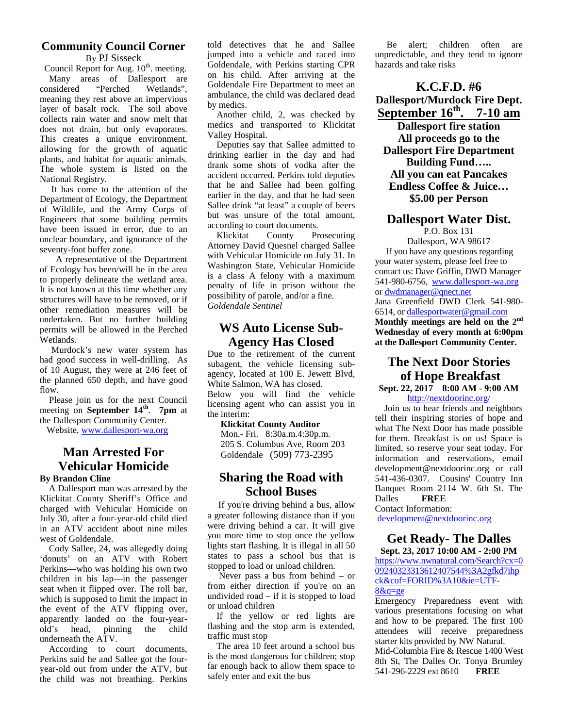## Community Council Corner

By PJ Sisseck

Council Report for Aug. 10th. meeting.

Many areas of Dallesport are considered "Perched Wetlands", meaning they rest above an impervious layer of basalt rock. The soil above collects rain water and snow melt that does not drain, but only evaporates. This creates a unique environment, allowing for the growth of aquatic plants, and habitat for aquatic animals. The whole system is listed on the National Registry.

It has come to the attention of the Department of Ecology, the Department of Wildlife, and the Army Corps of Engineers that some building permits have been issued in error, due to an unclear boundary, and ignorance of the seventy-foot buffer zone.

A representative of the Department of Ecology has been/will be in the area to properly delineate the wetland area. It is not known at this time whether any structures will have to be removed, or if other remediation measures will be undertaken. But no further building permits will be allowed in the Perched Wetlands.

Murdock's new water system has had good success in well-drilling. As of 10 August, they were at 246 feet of the planned 650 depth, and have good flow.

Please join us for the next Council meeting on **September 14th**. **7pm** at the Dallesport Community Center.

Website, www.dallesport-wa.org

## Man Arrested For Vehicular Homicide

**By Brandon Cline**

A Dallesport man was arrested by the Klickitat County Sheriff's Office and charged with Vehicular Homicide on July 30, after a four-year-old child died in an ATV accident about nine miles west of Goldendale.

Cody Sallee, 24, was allegedly doing 'donuts' on an ATV with Robert Perkins—who was holding his own two children in his lap—in the passenger seat when it flipped over. The roll bar, which is supposed to limit the impact in the event of the ATV flipping over, apparently landed on the four-year-old's head, pinning the child underneath the ATV.

According to court documents, Perkins said he and Sallee got the four-year-old out from under the ATV, but the child was not breathing. Perkins told detectives that he and Sallee jumped into a vehicle and raced into Goldendale, with Perkins starting CPR on his child. After arriving at the Goldendale Fire Department to meet an ambulance, the child was declared dead by medics.

Another child, 2, was checked by medics and transported to Klickitat Valley Hospital.

Deputies say that Sallee admitted to drinking earlier in the day and had drank some shots of vodka after the accident occurred. Perkins told deputies that he and Sallee had been golfing earlier in the day, and that he had seen Sallee drink "at least" a couple of beers but was unsure of the total amount, according to court documents.

Klickitat County Prosecuting Attorney David Quesnel charged Sallee with Vehicular Homicide on July 31. In Washington State, Vehicular Homicide is a class A felony with a maximum penalty of life in prison without the possibility of parole, and/or a fine.

*Goldendale Sentinel*

## WS Auto License Sub-Agency Has Closed

Due to the retirement of the current subagent, the vehicle licensing sub-agency, located at 100 E. Jewett Blvd, White Salmon, WA has closed.

Below you will find the vehicle licensing agent who can assist you in the interim:

**Klickitat County Auditor**
Mon.- Fri. 8:30a.m.4:30p.m.
205 S. Columbus Ave, Room 203
Goldendale (509) 773-2395

## Sharing the Road with School Buses

If you're driving behind a bus, allow a greater following distance than if you were driving behind a car. It will give you more time to stop once the yellow lights start flashing. It is illegal in all 50 states to pass a school bus that is stopped to load or unload children.

Never pass a bus from behind – or from either direction if you're on an undivided road – if it is stopped to load or unload children

If the yellow or red lights are flashing and the stop arm is extended, traffic must stop

The area 10 feet around a school bus is the most dangerous for children; stop far enough back to allow them space to safely enter and exit the bus

Be alert; children often are unpredictable, and they tend to ignore hazards and take risks

## K.C.F.D. #6

**Dallesport/Murdock Fire Dept.**

**September 16th. 7-10 am**

**Dallesport fire station**

**All proceeds go to the Dallesport Fire Department Building Fund…..**

**All you can eat Pancakes**

**Endless Coffee & Juice…**

**$5.00 per Person**

## Dallesport Water Dist.

P.O. Box 131
Dallesport, WA 98617

If you have any questions regarding your water system, please feel free to contact us: Dave Griffin, DWD Manager 541-980-6756, www.dallesport-wa.org or dwdmanager@qnect.net

Jana Greenfield DWD Clerk 541-980-6514, or dallesportwater@gmail.com

**Monthly meetings are held on the 2nd Wednesday of every month at 6:00pm at the Dallesport Community Center.**

## The Next Door Stories of Hope Breakfast

**Sept. 22, 2017 8:00 AM - 9:00 AM**

http://nextdoorinc.org/

Join us to hear friends and neighbors tell their inspiring stories of hope and what The Next Door has made possible for them. Breakfast is on us! Space is limited, so reserve your seat today. For information and reservations, email development@nextdoorinc.org or call 541-436-0307. Cousins' Country Inn Banquet Room 2114 W. 6th St. The Dalles **FREE**

Contact Information:
development@nextdoorinc.org

## Get Ready- The Dalles

**Sept. 23, 2017 10:00 AM - 2:00 PM**

https://www.nwnatural.com/Search?cx=009240323313612407544%3A2gfkd7ihpck&cof=FORID%3A10&ie=UTF-8&q=ge

Emergency Preparedness event with various presentations focusing on what and how to be prepared. The first 100 attendees will receive preparedness starter kits provided by NW Natural.

Mid-Columbia Fire & Rescue 1400 West 8th St, The Dalles Or. Tonya Brumley 541-296-2229 ext 8610 **FREE**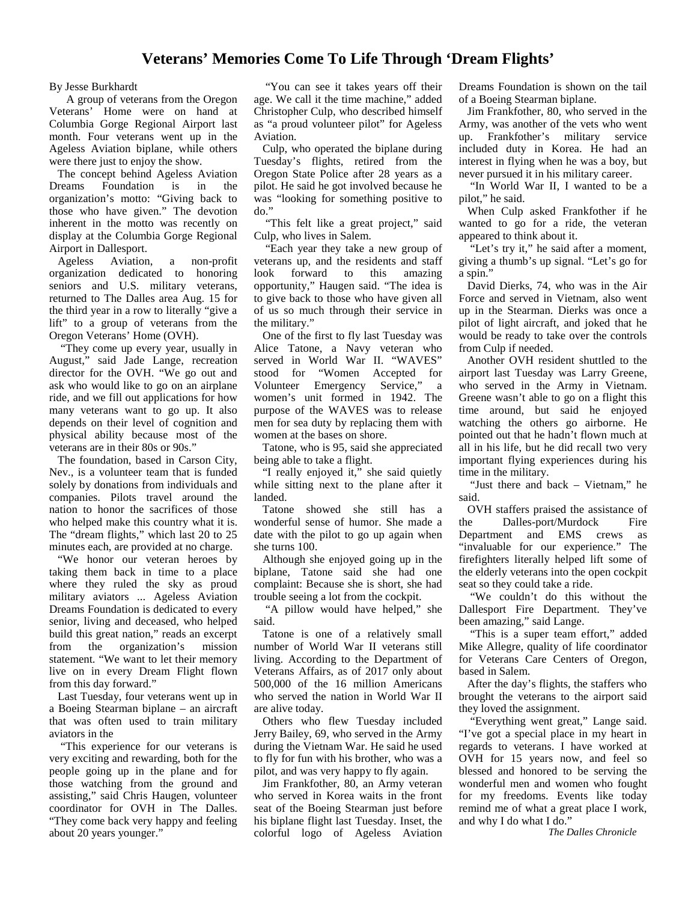# Veterans' Memories Come To Life Through 'Dream Flights'

By Jesse Burkhardt

A group of veterans from the Oregon Veterans' Home were on hand at Columbia Gorge Regional Airport last month. Four veterans went up in the Ageless Aviation biplane, while others were there just to enjoy the show.

The concept behind Ageless Aviation Dreams Foundation is in the organization's motto: "Giving back to those who have given." The devotion inherent in the motto was recently on display at the Columbia Gorge Regional Airport in Dallesport.

Ageless Aviation, a non-profit organization dedicated to honoring seniors and U.S. military veterans, returned to The Dalles area Aug. 15 for the third year in a row to literally "give a lift" to a group of veterans from the Oregon Veterans' Home (OVH).

"They come up every year, usually in August," said Jade Lange, recreation director for the OVH. "We go out and ask who would like to go on an airplane ride, and we fill out applications for how many veterans want to go up. It also depends on their level of cognition and physical ability because most of the veterans are in their 80s or 90s."

The foundation, based in Carson City, Nev., is a volunteer team that is funded solely by donations from individuals and companies. Pilots travel around the nation to honor the sacrifices of those who helped make this country what it is. The "dream flights," which last 20 to 25 minutes each, are provided at no charge.

"We honor our veteran heroes by taking them back in time to a place where they ruled the sky as proud military aviators ... Ageless Aviation Dreams Foundation is dedicated to every senior, living and deceased, who helped build this great nation," reads an excerpt from the organization's mission statement. "We want to let their memory live on in every Dream Flight flown from this day forward."

Last Tuesday, four veterans went up in a Boeing Stearman biplane – an aircraft that was often used to train military aviators in the

"This experience for our veterans is very exciting and rewarding, both for the people going up in the plane and for those watching from the ground and assisting," said Chris Haugen, volunteer coordinator for OVH in The Dalles. "They come back very happy and feeling about 20 years younger."

"You can see it takes years off their age. We call it the time machine," added Christopher Culp, who described himself as "a proud volunteer pilot" for Ageless Aviation.

Culp, who operated the biplane during Tuesday's flights, retired from the Oregon State Police after 28 years as a pilot. He said he got involved because he was "looking for something positive to do."

"This felt like a great project," said Culp, who lives in Salem.

"Each year they take a new group of veterans up, and the residents and staff look forward to this amazing opportunity," Haugen said. "The idea is to give back to those who have given all of us so much through their service in the military."

One of the first to fly last Tuesday was Alice Tatone, a Navy veteran who served in World War II. "WAVES" stood for "Women Accepted for Volunteer Emergency Service," a women's unit formed in 1942. The purpose of the WAVES was to release men for sea duty by replacing them with women at the bases on shore.

Tatone, who is 95, said she appreciated being able to take a flight.

"I really enjoyed it," she said quietly while sitting next to the plane after it landed.

Tatone showed she still has a wonderful sense of humor. She made a date with the pilot to go up again when she turns 100.

Although she enjoyed going up in the biplane, Tatone said she had one complaint: Because she is short, she had trouble seeing a lot from the cockpit.

"A pillow would have helped," she said.

Tatone is one of a relatively small number of World War II veterans still living. According to the Department of Veterans Affairs, as of 2017 only about 500,000 of the 16 million Americans who served the nation in World War II are alive today.

Others who flew Tuesday included Jerry Bailey, 69, who served in the Army during the Vietnam War. He said he used to fly for fun with his brother, who was a pilot, and was very happy to fly again.

Jim Frankfother, 80, an Army veteran who served in Korea waits in the front seat of the Boeing Stearman just before his biplane flight last Tuesday. Inset, the colorful logo of Ageless Aviation Dreams Foundation is shown on the tail of a Boeing Stearman biplane.

Jim Frankfother, 80, who served in the Army, was another of the vets who went up. Frankfother's military service included duty in Korea. He had an interest in flying when he was a boy, but never pursued it in his military career.

"In World War II, I wanted to be a pilot," he said.

When Culp asked Frankfother if he wanted to go for a ride, the veteran appeared to think about it.

"Let's try it," he said after a moment, giving a thumb's up signal. "Let's go for a spin."

David Dierks, 74, who was in the Air Force and served in Vietnam, also went up in the Stearman. Dierks was once a pilot of light aircraft, and joked that he would be ready to take over the controls from Culp if needed.

Another OVH resident shuttled to the airport last Tuesday was Larry Greene, who served in the Army in Vietnam. Greene wasn't able to go on a flight this time around, but said he enjoyed watching the others go airborne. He pointed out that he hadn't flown much at all in his life, but he did recall two very important flying experiences during his time in the military.

"Just there and back – Vietnam," he said.

OVH staffers praised the assistance of the Dalles-port/Murdock Fire Department and EMS crews as "invaluable for our experience." The firefighters literally helped lift some of the elderly veterans into the open cockpit seat so they could take a ride.

"We couldn't do this without the Dallesport Fire Department. They've been amazing," said Lange.

"This is a super team effort," added Mike Allegre, quality of life coordinator for Veterans Care Centers of Oregon, based in Salem.

After the day's flights, the staffers who brought the veterans to the airport said they loved the assignment.

"Everything went great," Lange said. "I've got a special place in my heart in regards to veterans. I have worked at OVH for 15 years now, and feel so blessed and honored to be serving the wonderful men and women who fought for my freedoms. Events like today remind me of what a great place I work, and why I do what I do."

*The Dalles Chronicle*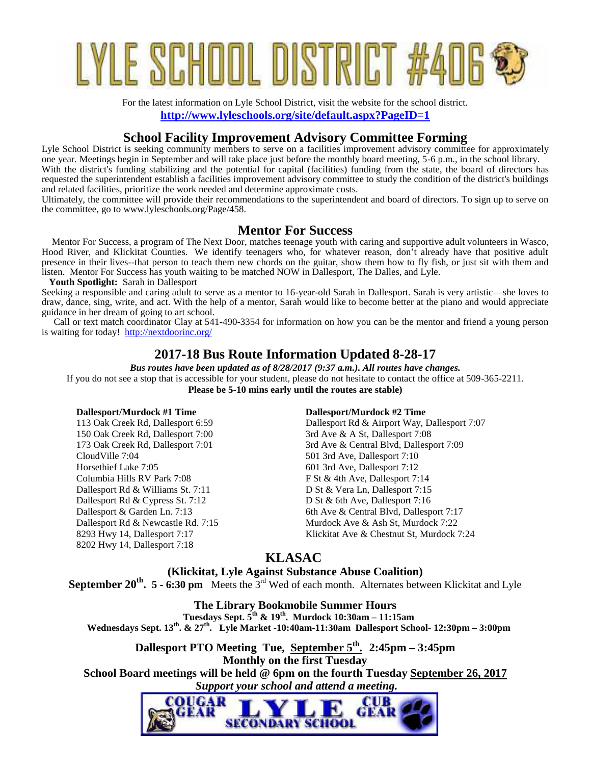# LYLE SCHOOL DISTRICT #406

For the latest information on Lyle School District, visit the website for the school district.

**http://www.lyleschools.org/site/default.aspx?PageID=1**

## School Facility Improvement Advisory Committee Forming

Lyle School District is seeking community members to serve on a facilities improvement advisory committee for approximately one year. Meetings begin in September and will take place just before the monthly board meeting, 5-6 p.m., in the school library. With the district's funding stabilizing and the potential for capital (facilities) funding from the state, the board of directors has requested the superintendent establish a facilities improvement advisory committee to study the condition of the district's buildings and related facilities, prioritize the work needed and determine approximate costs.

Ultimately, the committee will provide their recommendations to the superintendent and board of directors. To sign up to serve on the committee, go to www.lyleschools.org/Page/458.

## Mentor For Success

Mentor For Success, a program of The Next Door, matches teenage youth with caring and supportive adult volunteers in Wasco, Hood River, and Klickitat Counties. We identify teenagers who, for whatever reason, don't already have that positive adult presence in their lives--that person to teach them new chords on the guitar, show them how to fly fish, or just sit with them and listen. Mentor For Success has youth waiting to be matched NOW in Dallesport, The Dalles, and Lyle.

**Youth Spotlight:** Sarah in Dallesport

Seeking a responsible and caring adult to serve as a mentor to 16-year-old Sarah in Dallesport. Sarah is very artistic—she loves to draw, dance, sing, write, and act. With the help of a mentor, Sarah would like to become better at the piano and would appreciate guidance in her dream of going to art school.

Call or text match coordinator Clay at 541-490-3354 for information on how you can be the mentor and friend a young person is waiting for today! http://nextdoorinc.org/

## 2017-18 Bus Route Information Updated 8-28-17

***Bus routes have been updated as of 8/28/2017 (9:37 a.m.). All routes have changes.***

If you do not see a stop that is accessible for your student, please do not hesitate to contact the office at 509-365-2211.

**Please be 5-10 mins early until the routes are stable)**

**Dallesport/Murdock #1 Time**

113 Oak Creek Rd, Dallesport 6:59
150 Oak Creek Rd, Dallesport 7:00
173 Oak Creek Rd, Dallesport 7:01
CloudVille 7:04
Horsethief Lake 7:05
Columbia Hills RV Park 7:08
Dallesport Rd & Williams St. 7:11
Dallesport Rd & Cypress St. 7:12
Dallesport & Garden Ln. 7:13
Dallesport Rd & Newcastle Rd. 7:15
8293 Hwy 14, Dallesport 7:17
8202 Hwy 14, Dallesport 7:18

**Dallesport/Murdock #2 Time**

Dallesport Rd & Airport Way, Dallesport 7:07
3rd Ave & A St, Dallesport 7:08
3rd Ave & Central Blvd, Dallesport 7:09
501 3rd Ave, Dallesport 7:10
601 3rd Ave, Dallesport 7:12
F St & 4th Ave, Dallesport 7:14
D St & Vera Ln, Dallesport 7:15
D St & 6th Ave, Dallesport 7:16
6th Ave & Central Blvd, Dallesport 7:17
Murdock Ave & Ash St, Murdock 7:22
Klickitat Ave & Chestnut St, Murdock 7:24

## KLASAC

**(Klickitat, Lyle Against Substance Abuse Coalition)**

**September 20th. 5 - 6:30 pm** Meets the 3rd Wed of each month. Alternates between Klickitat and Lyle

**The Library Bookmobile Summer Hours**

**Tuesdays Sept. 5th & 19th. Murdock 10:30am – 11:15am**

**Wednesdays Sept. 13th. & 27th. Lyle Market -10:40am-11:30am Dallesport School- 12:30pm – 3:00pm**

**Dallesport PTO Meeting Tue, September 5th. 2:45pm – 3:45pm**

**Monthly on the first Tuesday**

**School Board meetings will be held @ 6pm on the fourth Tuesday September 26, 2017**

***Support your school and attend a meeting.***

COUGAR GEAR LYLE SECONDARY SCHOOL CUB GEAR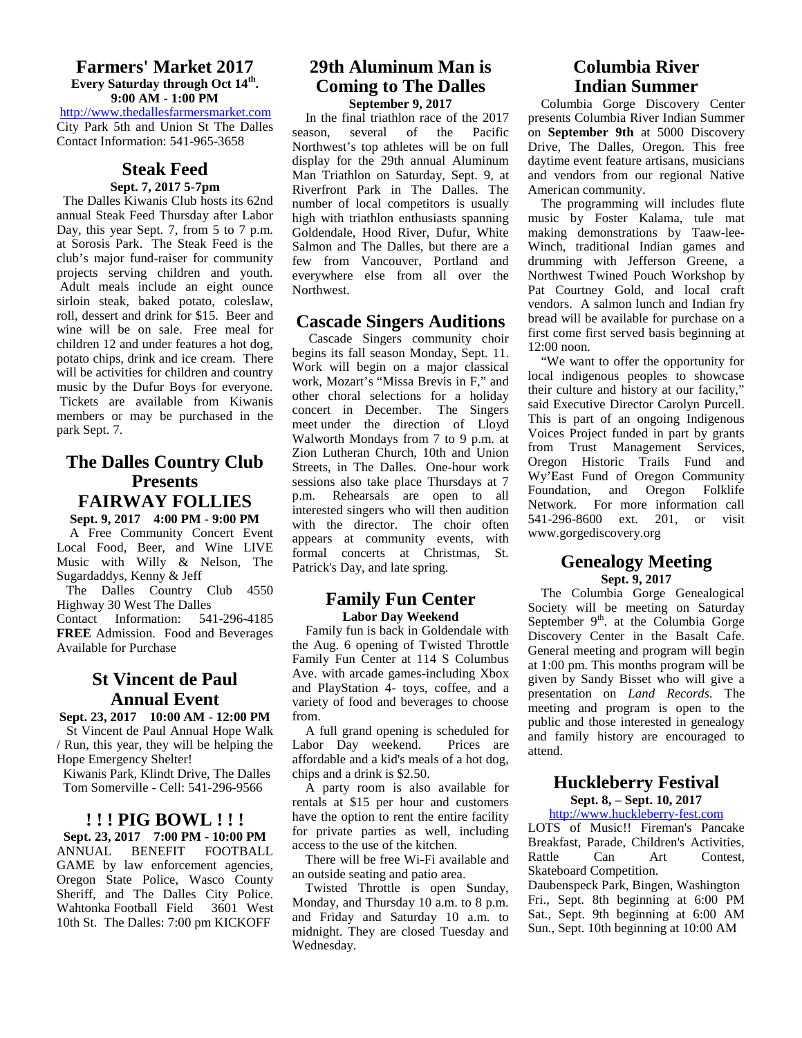## Farmers' Market 2017

**Every Saturday through Oct 14th.**
**9:00 AM - 1:00 PM**

http://www.thedallesfarmersmarket.com
City Park 5th and Union St The Dalles
Contact Information: 541-965-3658

## Steak Feed

**Sept. 7, 2017 5-7pm**

The Dalles Kiwanis Club hosts its 62nd annual Steak Feed Thursday after Labor Day, this year Sept. 7, from 5 to 7 p.m. at Sorosis Park. The Steak Feed is the club's major fund-raiser for community projects serving children and youth. Adult meals include an eight ounce sirloin steak, baked potato, coleslaw, roll, dessert and drink for $15. Beer and wine will be on sale. Free meal for children 12 and under features a hot dog, potato chips, drink and ice cream. There will be activities for children and country music by the Dufur Boys for everyone. Tickets are available from Kiwanis members or may be purchased in the park Sept. 7.

## The Dalles Country Club Presents FAIRWAY FOLLIES

**Sept. 9, 2017 4:00 PM - 9:00 PM**

A Free Community Concert Event Local Food, Beer, and Wine LIVE Music with Willy & Nelson, The Sugardaddys, Kenny & Jeff

The Dalles Country Club 4550 Highway 30 West The Dalles
Contact Information: 541-296-4185
**FREE** Admission. Food and Beverages Available for Purchase

## St Vincent de Paul Annual Event

**Sept. 23, 2017 10:00 AM - 12:00 PM**

St Vincent de Paul Annual Hope Walk / Run, this year, they will be helping the Hope Emergency Shelter!

Kiwanis Park, Klindt Drive, The Dalles
Tom Somerville - Cell: 541-296-9566

## ! ! ! PIG BOWL ! ! !

**Sept. 23, 2017 7:00 PM - 10:00 PM**

ANNUAL BENEFIT FOOTBALL GAME by law enforcement agencies, Oregon State Police, Wasco County Sheriff, and The Dalles City Police. Wahtonka Football Field 3601 West 10th St. The Dalles: 7:00 pm KICKOFF

## 29th Aluminum Man is Coming to The Dalles

**September 9, 2017**

In the final triathlon race of the 2017 season, several of the Pacific Northwest's top athletes will be on full display for the 29th annual Aluminum Man Triathlon on Saturday, Sept. 9, at Riverfront Park in The Dalles. The number of local competitors is usually high with triathlon enthusiasts spanning Goldendale, Hood River, Dufur, White Salmon and The Dalles, but there are a few from Vancouver, Portland and everywhere else from all over the Northwest.

## Cascade Singers Auditions

Cascade Singers community choir begins its fall season Monday, Sept. 11. Work will begin on a major classical work, Mozart's "Missa Brevis in F," and other choral selections for a holiday concert in December. The Singers meet under the direction of Lloyd Walworth Mondays from 7 to 9 p.m. at Zion Lutheran Church, 10th and Union Streets, in The Dalles. One-hour work sessions also take place Thursdays at 7 p.m. Rehearsals are open to all interested singers who will then audition with the director. The choir often appears at community events, with formal concerts at Christmas, St. Patrick's Day, and late spring.

## Family Fun Center

**Labor Day Weekend**

Family fun is back in Goldendale with the Aug. 6 opening of Twisted Throttle Family Fun Center at 114 S Columbus Ave. with arcade games-including Xbox and PlayStation 4- toys, coffee, and a variety of food and beverages to choose from.

A full grand opening is scheduled for Labor Day weekend. Prices are affordable and a kid's meals of a hot dog, chips and a drink is $2.50.

A party room is also available for rentals at $15 per hour and customers have the option to rent the entire facility for private parties as well, including access to the use of the kitchen.

There will be free Wi-Fi available and an outside seating and patio area.

Twisted Throttle is open Sunday, Monday, and Thursday 10 a.m. to 8 p.m. and Friday and Saturday 10 a.m. to midnight. They are closed Tuesday and Wednesday.

## Columbia River Indian Summer

Columbia Gorge Discovery Center presents Columbia River Indian Summer on **September 9th** at 5000 Discovery Drive, The Dalles, Oregon. This free daytime event feature artisans, musicians and vendors from our regional Native American community.

The programming will includes flute music by Foster Kalama, tule mat making demonstrations by Taaw-lee-Winch, traditional Indian games and drumming with Jefferson Greene, a Northwest Twined Pouch Workshop by Pat Courtney Gold, and local craft vendors. A salmon lunch and Indian fry bread will be available for purchase on a first come first served basis beginning at 12:00 noon.

"We want to offer the opportunity for local indigenous peoples to showcase their culture and history at our facility," said Executive Director Carolyn Purcell. This is part of an ongoing Indigenous Voices Project funded in part by grants from Trust Management Services, Oregon Historic Trails Fund and Wy'East Fund of Oregon Community Foundation, and Oregon Folklife Network. For more information call 541-296-8600 ext. 201, or visit www.gorgediscovery.org

## Genealogy Meeting

**Sept. 9, 2017**

The Columbia Gorge Genealogical Society will be meeting on Saturday September 9th. at the Columbia Gorge Discovery Center in the Basalt Cafe. General meeting and program will begin at 1:00 pm. This months program will be given by Sandy Bisset who will give a presentation on *Land Records.* The meeting and program is open to the public and those interested in genealogy and family history are encouraged to attend.

## Huckleberry Festival

**Sept. 8, – Sept. 10, 2017**

http://www.huckleberry-fest.com

LOTS of Music!! Fireman's Pancake Breakfast, Parade, Children's Activities, Rattle Can Art Contest, Skateboard Competition.

Daubenspeck Park, Bingen, Washington
Fri., Sept. 8th beginning at 6:00 PM
Sat., Sept. 9th beginning at 6:00 AM
Sun., Sept. 10th beginning at 10:00 AM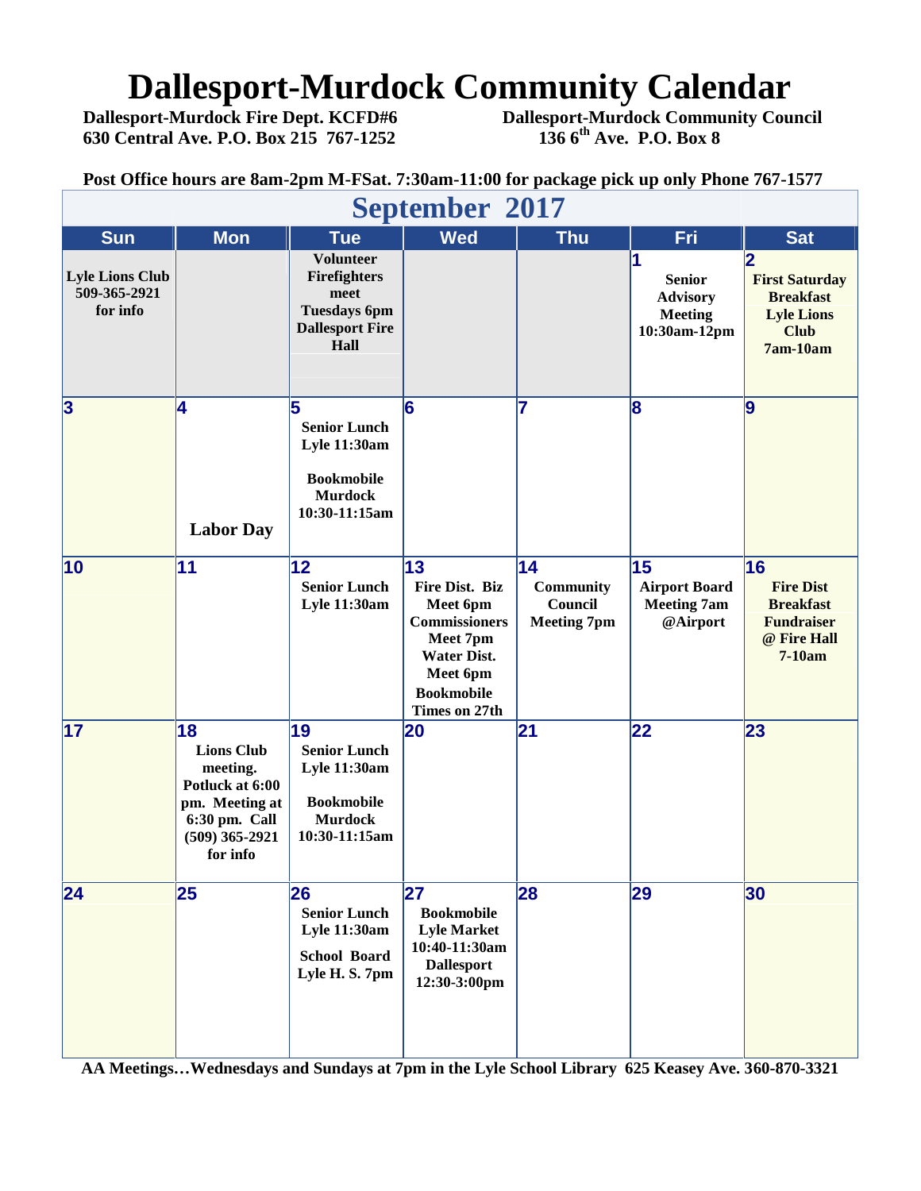# Dallesport-Murdock Community Calendar

**Dallesport-Murdock Fire Dept. KCFD#6**
**630 Central Ave. P.O. Box 215 767-1252**

**Dallesport-Murdock Community Council**
**136 6th Ave. P.O. Box 8**

**Post Office hours are 8am-2pm M-FSat. 7:30am-11:00 for package pick up only Phone 767-1577**

## September 2017

| Sun | Mon | Tue | Wed | Thu | Fri | Sat |
|---|---|---|---|---|---|---|
| Lyle Lions Club 509-365-2921 for info | | Volunteer Firefighters meet Tuesdays 6pm Dallesport Fire Hall | | | **1** Senior Advisory Meeting 10:30am-12pm | **2** First Saturday Breakfast Lyle Lions Club 7am-10am |
| **3** | **4** Labor Day | **5** Senior Lunch Lyle 11:30am<br>Bookmobile Murdock 10:30-11:15am | **6** | **7** | **8** | **9** |
| **10** | **11** | **12** Senior Lunch Lyle 11:30am | **13** Fire Dist. Biz Meet 6pm Commissioners Meet 7pm Water Dist. Meet 6pm Bookmobile Times on 27th | **14** Community Council Meeting 7pm | **15** Airport Board Meeting 7am @Airport | **16** Fire Dist Breakfast Fundraiser @ Fire Hall 7-10am |
| **17** | **18** Lions Club meeting. Potluck at 6:00 pm. Meeting at 6:30 pm. Call (509) 365-2921 for info | **19** Senior Lunch Lyle 11:30am<br>Bookmobile Murdock 10:30-11:15am | **20** | **21** | **22** | **23** |
| **24** | **25** | **26** Senior Lunch Lyle 11:30am<br>School Board Lyle H. S. 7pm | **27** Bookmobile Lyle Market 10:40-11:30am Dallesport 12:30-3:00pm | **28** | **29** | **30** |

**AA Meetings…Wednesdays and Sundays at 7pm in the Lyle School Library 625 Keasey Ave. 360-870-3321**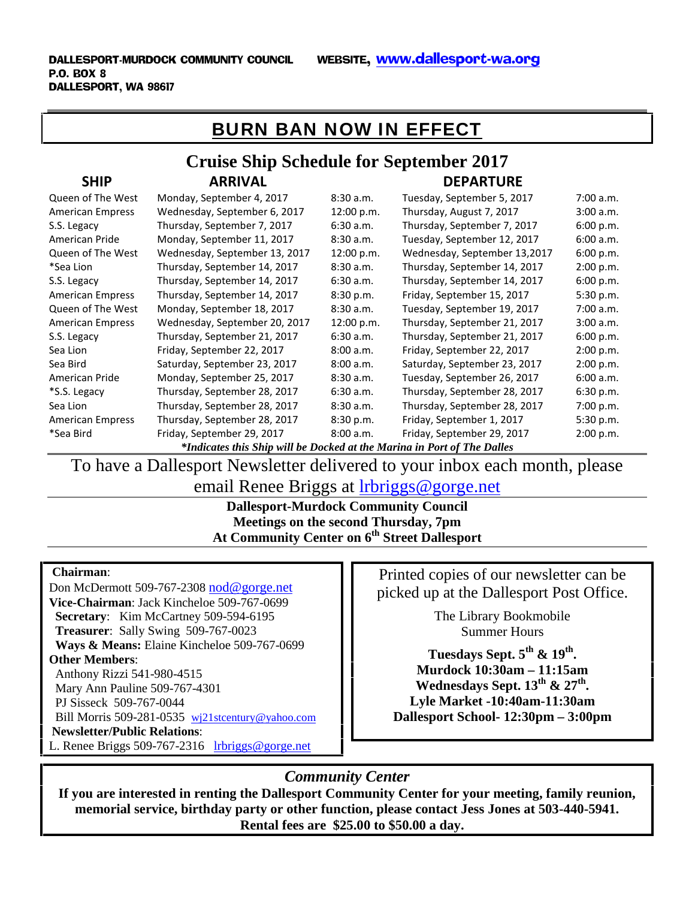**DALLESPORT-MURDOCK COMMUNITY COUNCIL** **WEBSITE, www.dallesport-wa.org**
**P.O. BOX 8**
**DALLESPORT, WA 98617**

# BURN BAN NOW IN EFFECT

## Cruise Ship Schedule for September 2017

| SHIP | ARRIVAL | | DEPARTURE | |
|---|---|---|---|---|
| Queen of The West | Monday, September 4, 2017 | 8:30 a.m. | Tuesday, September 5, 2017 | 7:00 a.m. |
| American Empress | Wednesday, September 6, 2017 | 12:00 p.m. | Thursday, August 7, 2017 | 3:00 a.m. |
| S.S. Legacy | Thursday, September 7, 2017 | 6:30 a.m. | Thursday, September 7, 2017 | 6:00 p.m. |
| American Pride | Monday, September 11, 2017 | 8:30 a.m. | Tuesday, September 12, 2017 | 6:00 a.m. |
| Queen of The West | Wednesday, September 13, 2017 | 12:00 p.m. | Wednesday, September 13,2017 | 6:00 p.m. |
| *Sea Lion | Thursday, September 14, 2017 | 8:30 a.m. | Thursday, September 14, 2017 | 2:00 p.m. |
| S.S. Legacy | Thursday, September 14, 2017 | 6:30 a.m. | Thursday, September 14, 2017 | 6:00 p.m. |
| American Empress | Thursday, September 14, 2017 | 8:30 p.m. | Friday, September 15, 2017 | 5:30 p.m. |
| Queen of The West | Monday, September 18, 2017 | 8:30 a.m. | Tuesday, September 19, 2017 | 7:00 a.m. |
| American Empress | Wednesday, September 20, 2017 | 12:00 p.m. | Thursday, September 21, 2017 | 3:00 a.m. |
| S.S. Legacy | Thursday, September 21, 2017 | 6:30 a.m. | Thursday, September 21, 2017 | 6:00 p.m. |
| Sea Lion | Friday, September 22, 2017 | 8:00 a.m. | Friday, September 22, 2017 | 2:00 p.m. |
| Sea Bird | Saturday, September 23, 2017 | 8:00 a.m. | Saturday, September 23, 2017 | 2:00 p.m. |
| American Pride | Monday, September 25, 2017 | 8:30 a.m. | Tuesday, September 26, 2017 | 6:00 a.m. |
| *S.S. Legacy | Thursday, September 28, 2017 | 6:30 a.m. | Thursday, September 28, 2017 | 6:30 p.m. |
| Sea Lion | Thursday, September 28, 2017 | 8:30 a.m. | Thursday, September 28, 2017 | 7:00 p.m. |
| American Empress | Thursday, September 28, 2017 | 8:30 p.m. | Friday, September 1, 2017 | 5:30 p.m. |
| *Sea Bird | Friday, September 29, 2017 | 8:00 a.m. | Friday, September 29, 2017 | 2:00 p.m. |

***Indicates this Ship will be Docked at the Marina in Port of The Dalles**

To have a Dallesport Newsletter delivered to your inbox each month, please email Renee Briggs at lrbriggs@gorge.net

**Dallesport-Murdock Community Council**
**Meetings on the second Thursday, 7pm**
**At Community Center on 6th Street Dallesport**

**Chairman**:
Don McDermott 509-767-2308 nod@gorge.net
**Vice-Chairman**: Jack Kincheloe 509-767-0699
**Secretary**: Kim McCartney 509-594-6195
**Treasurer**: Sally Swing 509-767-0023
**Ways & Means:** Elaine Kincheloe 509-767-0699
**Other Members**:
Anthony Rizzi 541-980-4515
Mary Ann Pauline 509-767-4301
PJ Sisseck 509-767-0044
Bill Morris 509-281-0535 wj21stcentury@yahoo.com
**Newsletter/Public Relations**:
L. Renee Briggs 509-767-2316 lrbriggs@gorge.net

Printed copies of our newsletter can be picked up at the Dallesport Post Office.

The Library Bookmobile
Summer Hours

**Tuesdays Sept. 5th & 19th.**
**Murdock 10:30am – 11:15am**
**Wednesdays Sept. 13th & 27th.**
**Lyle Market -10:40am-11:30am**
**Dallesport School- 12:30pm – 3:00pm**

### *Community Center*

**If you are interested in renting the Dallesport Community Center for your meeting, family reunion, memorial service, birthday party or other function, please contact Jess Jones at 503-440-5941. Rental fees are $25.00 to $50.00 a day.**